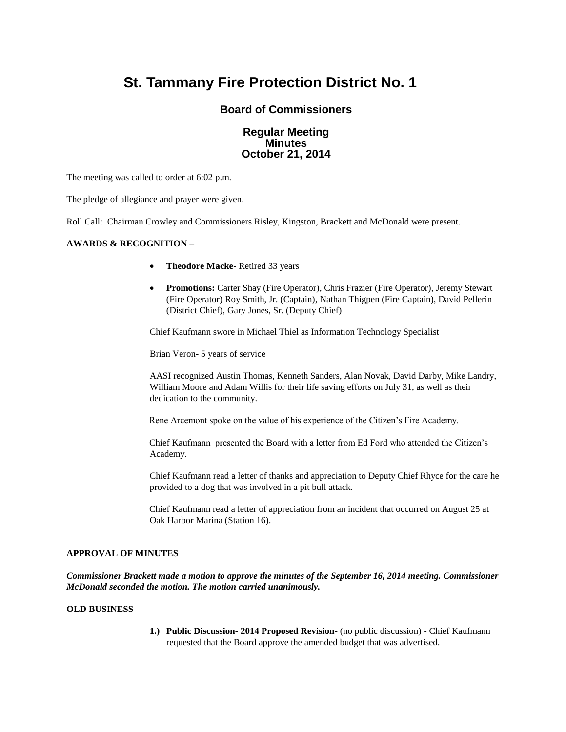# St. Tammany Fire Protection District No. 1

## Board of Commissioners

### Regular Meeting
### Minutes
### October 21, 2014

The meeting was called to order at 6:02 p.m.

The pledge of allegiance and prayer were given.

Roll Call: Chairman Crowley and Commissioners Risley, Kingston, Brackett and McDonald were present.

**AWARDS & RECOGNITION –**

- **Theodore Macke-** Retired 33 years
- **Promotions:** Carter Shay (Fire Operator), Chris Frazier (Fire Operator), Jeremy Stewart (Fire Operator) Roy Smith, Jr. (Captain), Nathan Thigpen (Fire Captain), David Pellerin (District Chief), Gary Jones, Sr. (Deputy Chief)

Chief Kaufmann swore in Michael Thiel as Information Technology Specialist

Brian Veron- 5 years of service

AASI recognized Austin Thomas, Kenneth Sanders, Alan Novak, David Darby, Mike Landry, William Moore and Adam Willis for their life saving efforts on July 31, as well as their dedication to the community.

Rene Arcemont spoke on the value of his experience of the Citizen's Fire Academy.

Chief Kaufmann presented the Board with a letter from Ed Ford who attended the Citizen's Academy.

Chief Kaufmann read a letter of thanks and appreciation to Deputy Chief Rhyce for the care he provided to a dog that was involved in a pit bull attack.

Chief Kaufmann read a letter of appreciation from an incident that occurred on August 25 at Oak Harbor Marina (Station 16).

**APPROVAL OF MINUTES**

***Commissioner Brackett made a motion to approve the minutes of the September 16, 2014 meeting. Commissioner McDonald seconded the motion. The motion carried unanimously.***

**OLD BUSINESS –**

1.) **Public Discussion- 2014 Proposed Revision-** (no public discussion) **-** Chief Kaufmann requested that the Board approve the amended budget that was advertised.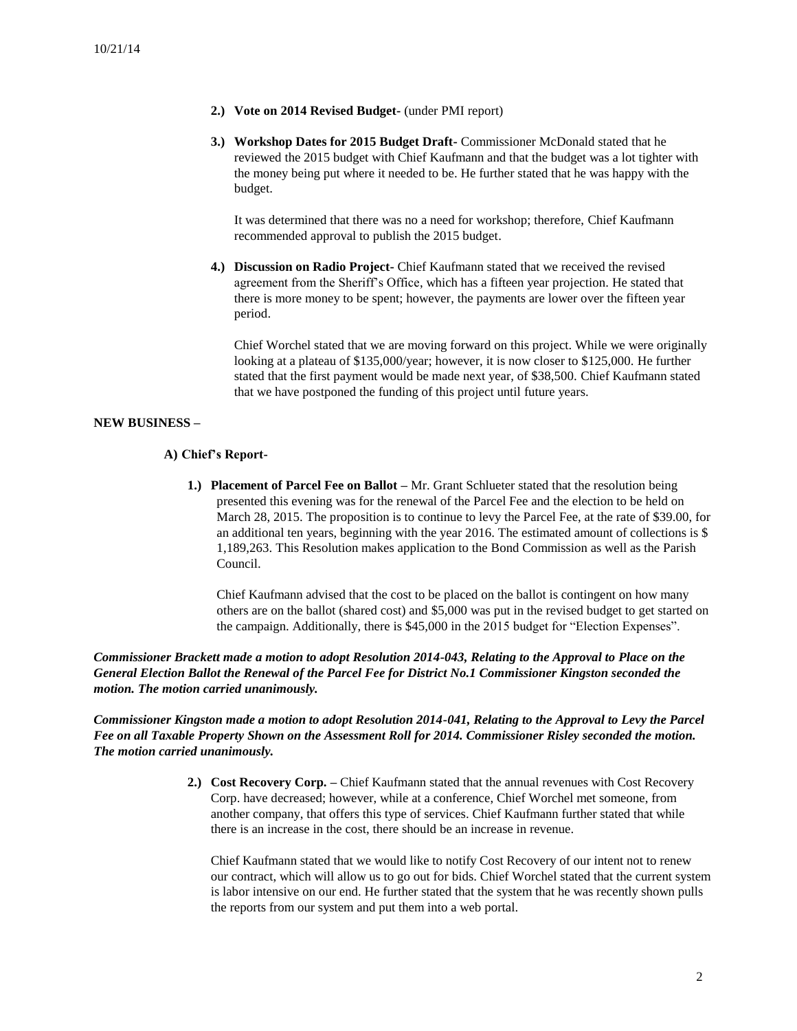2.) **Vote on 2014 Revised Budget-** (under PMI report)

3.) **Workshop Dates for 2015 Budget Draft-** Commissioner McDonald stated that he reviewed the 2015 budget with Chief Kaufmann and that the budget was a lot tighter with the money being put where it needed to be. He further stated that he was happy with the budget.

   It was determined that there was no a need for workshop; therefore, Chief Kaufmann recommended approval to publish the 2015 budget.

4.) **Discussion on Radio Project-** Chief Kaufmann stated that we received the revised agreement from the Sheriff's Office, which has a fifteen year projection. He stated that there is more money to be spent; however, the payments are lower over the fifteen year period.

   Chief Worchel stated that we are moving forward on this project. While we were originally looking at a plateau of $135,000/year; however, it is now closer to $125,000. He further stated that the first payment would be made next year, of $38,500. Chief Kaufmann stated that we have postponed the funding of this project until future years.

**NEW BUSINESS –**

**A) Chief's Report-**

1.) **Placement of Parcel Fee on Ballot –** Mr. Grant Schlueter stated that the resolution being presented this evening was for the renewal of the Parcel Fee and the election to be held on March 28, 2015. The proposition is to continue to levy the Parcel Fee, at the rate of $39.00, for an additional ten years, beginning with the year 2016. The estimated amount of collections is $ 1,189,263. This Resolution makes application to the Bond Commission as well as the Parish Council.

   Chief Kaufmann advised that the cost to be placed on the ballot is contingent on how many others are on the ballot (shared cost) and $5,000 was put in the revised budget to get started on the campaign. Additionally, there is $45,000 in the 2015 budget for "Election Expenses".

***Commissioner Brackett made a motion to adopt Resolution 2014-043, Relating to the Approval to Place on the General Election Ballot the Renewal of the Parcel Fee for District No.1 Commissioner Kingston seconded the motion. The motion carried unanimously.***

***Commissioner Kingston made a motion to adopt Resolution 2014-041, Relating to the Approval to Levy the Parcel Fee on all Taxable Property Shown on the Assessment Roll for 2014. Commissioner Risley seconded the motion. The motion carried unanimously.***

2.) **Cost Recovery Corp. –** Chief Kaufmann stated that the annual revenues with Cost Recovery Corp. have decreased; however, while at a conference, Chief Worchel met someone, from another company, that offers this type of services. Chief Kaufmann further stated that while there is an increase in the cost, there should be an increase in revenue.

   Chief Kaufmann stated that we would like to notify Cost Recovery of our intent not to renew our contract, which will allow us to go out for bids. Chief Worchel stated that the current system is labor intensive on our end. He further stated that the system that he was recently shown pulls the reports from our system and put them into a web portal.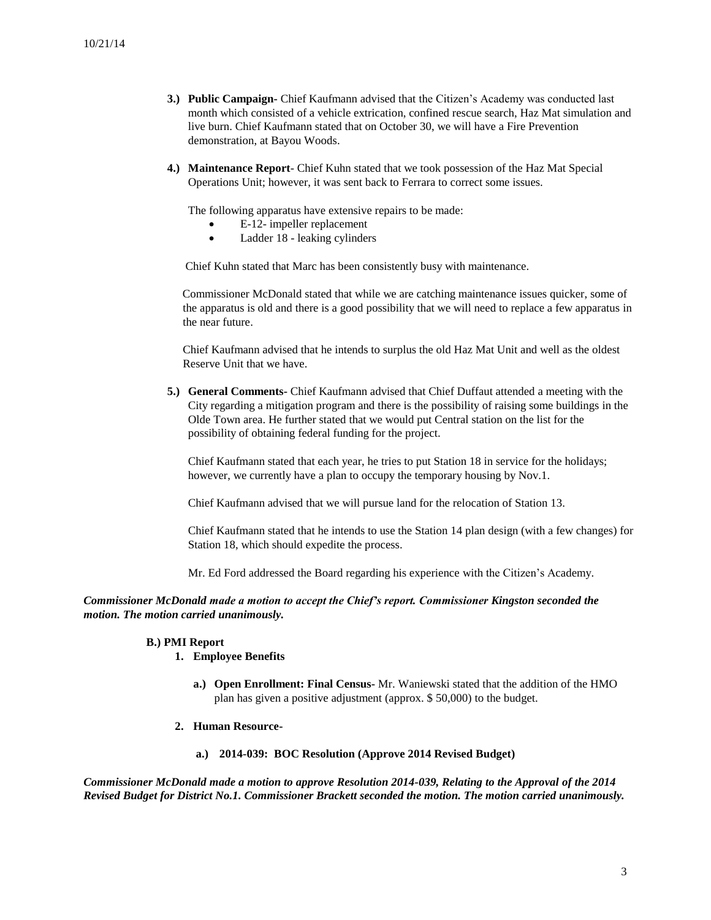3.) **Public Campaign-** Chief Kaufmann advised that the Citizen's Academy was conducted last month which consisted of a vehicle extrication, confined rescue search, Haz Mat simulation and live burn. Chief Kaufmann stated that on October 30, we will have a Fire Prevention demonstration, at Bayou Woods.

4.) **Maintenance Report**- Chief Kuhn stated that we took possession of the Haz Mat Special Operations Unit; however, it was sent back to Ferrara to correct some issues.

The following apparatus have extensive repairs to be made:

- E-12- impeller replacement
- Ladder 18 - leaking cylinders

Chief Kuhn stated that Marc has been consistently busy with maintenance.

Commissioner McDonald stated that while we are catching maintenance issues quicker, some of the apparatus is old and there is a good possibility that we will need to replace a few apparatus in the near future.

Chief Kaufmann advised that he intends to surplus the old Haz Mat Unit and well as the oldest Reserve Unit that we have.

5.) **General Comments-** Chief Kaufmann advised that Chief Duffaut attended a meeting with the City regarding a mitigation program and there is the possibility of raising some buildings in the Olde Town area. He further stated that we would put Central station on the list for the possibility of obtaining federal funding for the project.

Chief Kaufmann stated that each year, he tries to put Station 18 in service for the holidays; however, we currently have a plan to occupy the temporary housing by Nov.1.

Chief Kaufmann advised that we will pursue land for the relocation of Station 13.

Chief Kaufmann stated that he intends to use the Station 14 plan design (with a few changes) for Station 18, which should expedite the process.

Mr. Ed Ford addressed the Board regarding his experience with the Citizen's Academy.

***Commissioner McDonald made a motion to accept the Chief's report. Commissioner Kingston seconded the motion. The motion carried unanimously.***

**B.) PMI Report**

1. **Employee Benefits**

   a.) **Open Enrollment: Final Census-** Mr. Waniewski stated that the addition of the HMO plan has given a positive adjustment (approx. $ 50,000) to the budget.

2. **Human Resource-**

   a.) **2014-039: BOC Resolution (Approve 2014 Revised Budget)**

***Commissioner McDonald made a motion to approve Resolution 2014-039, Relating to the Approval of the 2014 Revised Budget for District No.1. Commissioner Brackett seconded the motion. The motion carried unanimously.***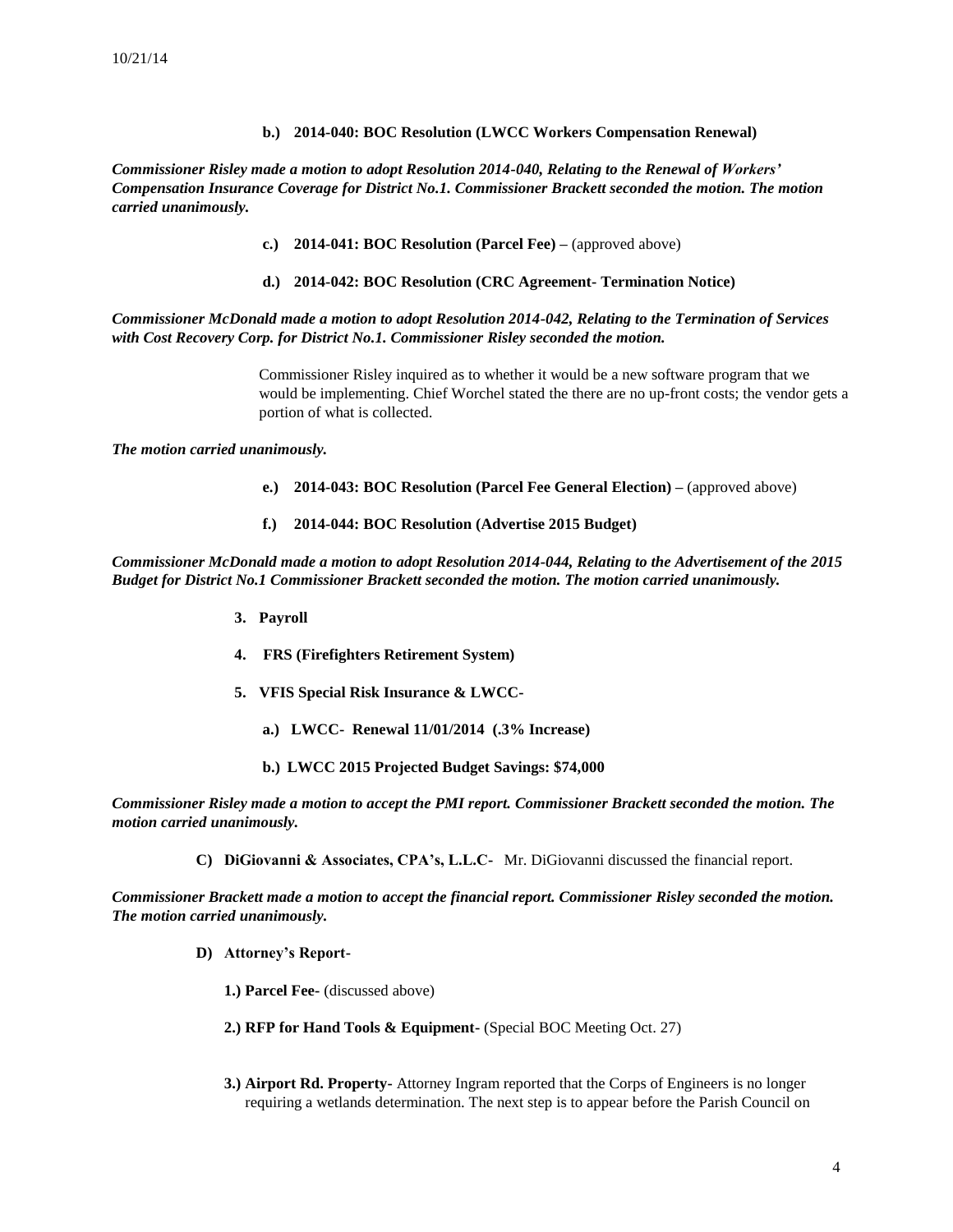**b.) 2014-040: BOC Resolution (LWCC Workers Compensation Renewal)**

***Commissioner Risley made a motion to adopt Resolution 2014-040, Relating to the Renewal of Workers' Compensation Insurance Coverage for District No.1. Commissioner Brackett seconded the motion. The motion carried unanimously.***

**c.) 2014-041: BOC Resolution (Parcel Fee) –** (approved above)

**d.) 2014-042: BOC Resolution (CRC Agreement- Termination Notice)**

***Commissioner McDonald made a motion to adopt Resolution 2014-042, Relating to the Termination of Services with Cost Recovery Corp. for District No.1. Commissioner Risley seconded the motion.***

Commissioner Risley inquired as to whether it would be a new software program that we would be implementing. Chief Worchel stated the there are no up-front costs; the vendor gets a portion of what is collected.

***The motion carried unanimously.***

**e.) 2014-043: BOC Resolution (Parcel Fee General Election) –** (approved above)

**f.) 2014-044: BOC Resolution (Advertise 2015 Budget)**

***Commissioner McDonald made a motion to adopt Resolution 2014-044, Relating to the Advertisement of the 2015 Budget for District No.1 Commissioner Brackett seconded the motion. The motion carried unanimously.***

**3. Payroll**

**4. FRS (Firefighters Retirement System)**

**5. VFIS Special Risk Insurance & LWCC-**

**a.) LWCC- Renewal 11/01/2014 (.3% Increase)**

**b.) LWCC 2015 Projected Budget Savings: $74,000**

***Commissioner Risley made a motion to accept the PMI report. Commissioner Brackett seconded the motion. The motion carried unanimously.***

**C) DiGiovanni & Associates, CPA's, L.L.C-** Mr. DiGiovanni discussed the financial report.

***Commissioner Brackett made a motion to accept the financial report. Commissioner Risley seconded the motion. The motion carried unanimously.***

**D) Attorney's Report-**

**1.) Parcel Fee-** (discussed above)

**2.) RFP for Hand Tools & Equipment-** (Special BOC Meeting Oct. 27)

**3.) Airport Rd. Property-** Attorney Ingram reported that the Corps of Engineers is no longer requiring a wetlands determination. The next step is to appear before the Parish Council on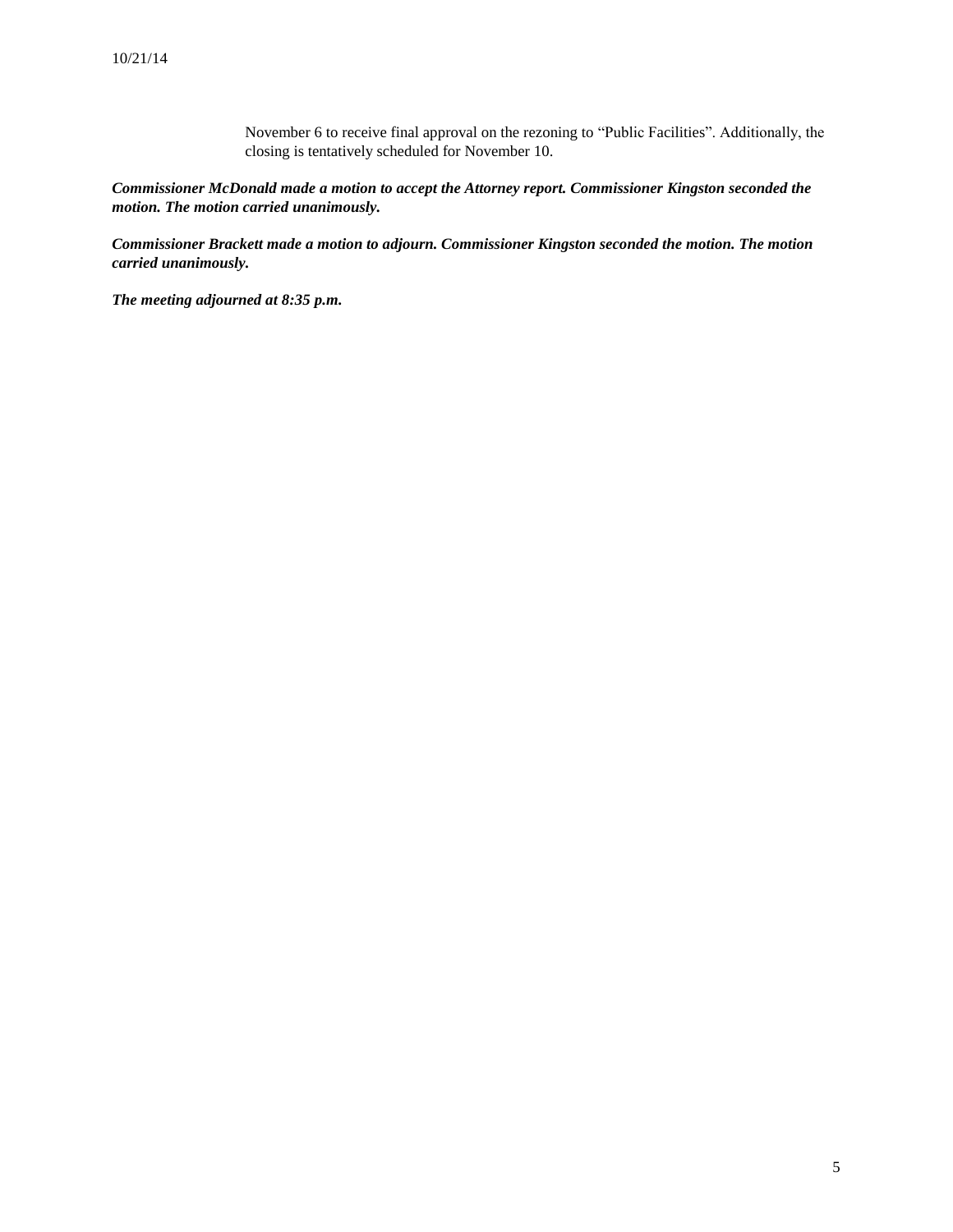November 6 to receive final approval on the rezoning to "Public Facilities". Additionally, the closing is tentatively scheduled for November 10.

***Commissioner McDonald made a motion to accept the Attorney report. Commissioner Kingston seconded the motion. The motion carried unanimously.***

***Commissioner Brackett made a motion to adjourn. Commissioner Kingston seconded the motion. The motion carried unanimously.***

***The meeting adjourned at 8:35 p.m.***